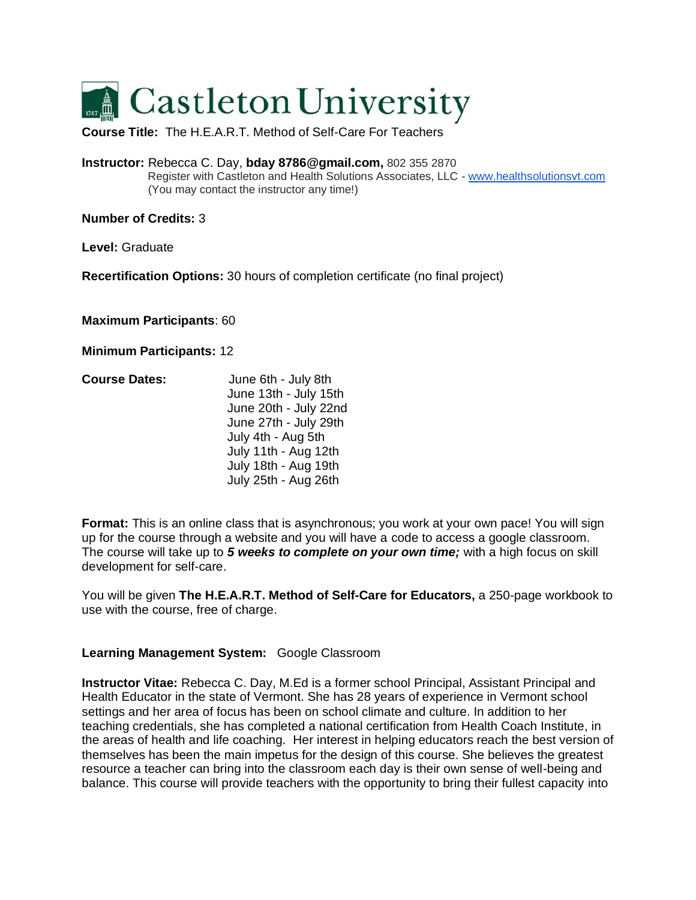# Castleton University

**Course Title:** The H.E.A.R.T. Method of Self-Care For Teachers

**Instructor:** Rebecca C. Day, **bday 8786@gmail.com,** 802 355 2870
Register with Castleton and Health Solutions Associates, LLC - [www.healthsolutionsvt.com](www.healthsolutionsvt.com)
(You may contact the instructor any time!)

**Number of Credits:** 3

**Level:** Graduate

**Recertification Options:** 30 hours of completion certificate (no final project)

**Maximum Participants**: 60

**Minimum Participants:** 12

**Course Dates:**

June 6th - July 8th
June 13th - July 15th
June 20th - July 22nd
June 27th - July 29th
July 4th - Aug 5th
July 11th - Aug 12th
July 18th - Aug 19th
July 25th - Aug 26th

**Format:** This is an online class that is asynchronous; you work at your own pace! You will sign up for the course through a website and you will have a code to access a google classroom. The course will take up to ***5 weeks to complete on your own time;*** with a high focus on skill development for self-care.

You will be given **The H.E.A.R.T. Method of Self-Care for Educators,** a 250-page workbook to use with the course, free of charge.

**Learning Management System:** Google Classroom

**Instructor Vitae:** Rebecca C. Day, M.Ed is a former school Principal, Assistant Principal and Health Educator in the state of Vermont. She has 28 years of experience in Vermont school settings and her area of focus has been on school climate and culture. In addition to her teaching credentials, she has completed a national certification from Health Coach Institute, in the areas of health and life coaching. Her interest in helping educators reach the best version of themselves has been the main impetus for the design of this course. She believes the greatest resource a teacher can bring into the classroom each day is their own sense of well-being and balance. This course will provide teachers with the opportunity to bring their fullest capacity into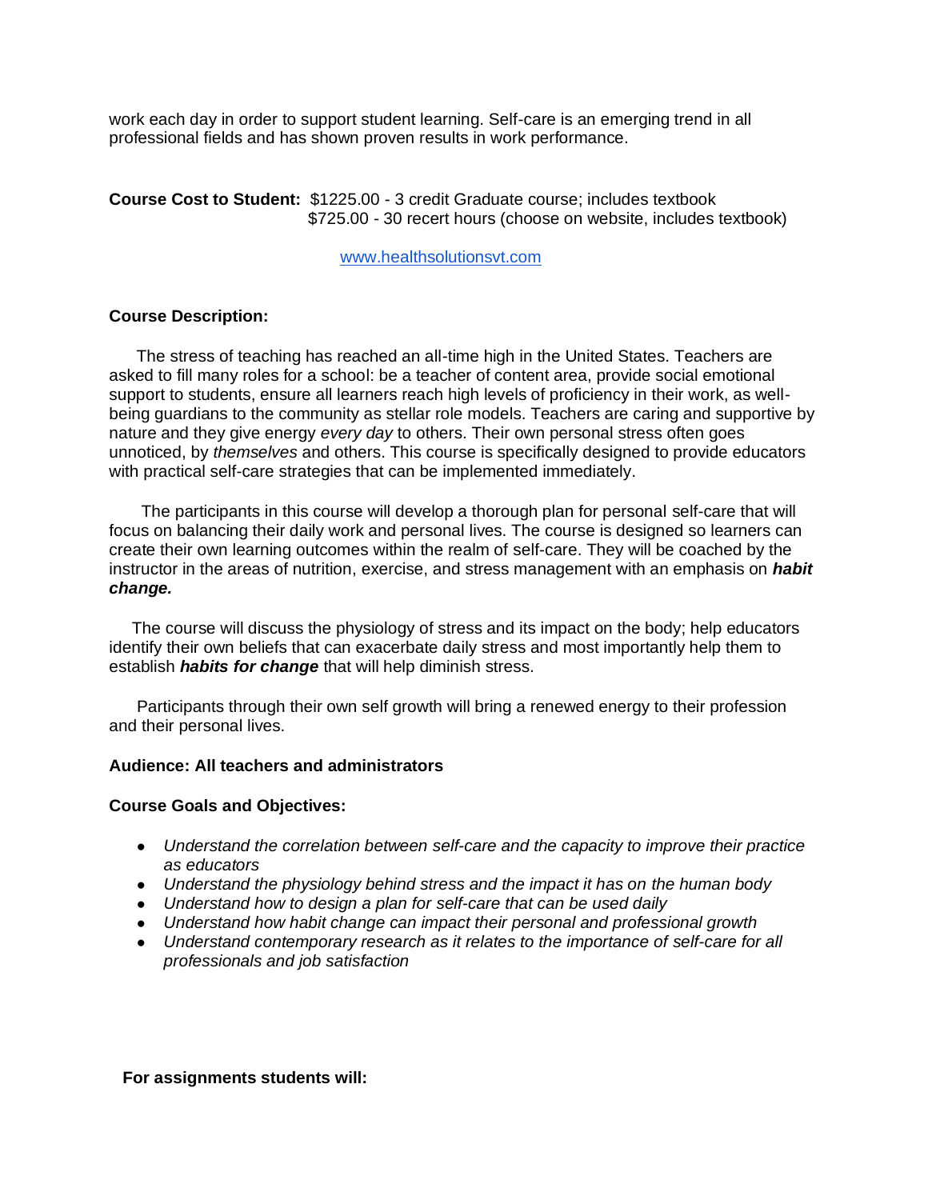work each day in order to support student learning. Self-care is an emerging trend in all professional fields and has shown proven results in work performance.

**Course Cost to Student:** $1225.00 - 3 credit Graduate course; includes textbook
$725.00 - 30 recert hours (choose on website, includes textbook)

www.healthsolutionsvt.com

**Course Description:**

The stress of teaching has reached an all-time high in the United States. Teachers are asked to fill many roles for a school: be a teacher of content area, provide social emotional support to students, ensure all learners reach high levels of proficiency in their work, as well-being guardians to the community as stellar role models. Teachers are caring and supportive by nature and they give energy *every day* to others. Their own personal stress often goes unnoticed, by *themselves* and others. This course is specifically designed to provide educators with practical self-care strategies that can be implemented immediately.

The participants in this course will develop a thorough plan for personal self-care that will focus on balancing their daily work and personal lives. The course is designed so learners can create their own learning outcomes within the realm of self-care. They will be coached by the instructor in the areas of nutrition, exercise, and stress management with an emphasis on ***habit change.***

The course will discuss the physiology of stress and its impact on the body; help educators identify their own beliefs that can exacerbate daily stress and most importantly help them to establish ***habits for change*** that will help diminish stress.

Participants through their own self growth will bring a renewed energy to their profession and their personal lives.

**Audience: All teachers and administrators**

**Course Goals and Objectives:**

- *Understand the correlation between self-care and the capacity to improve their practice as educators*
- *Understand the physiology behind stress and the impact it has on the human body*
- *Understand how to design a plan for self-care that can be used daily*
- *Understand how habit change can impact their personal and professional growth*
- *Understand contemporary research as it relates to the importance of self-care for all professionals and job satisfaction*

**For assignments students will:**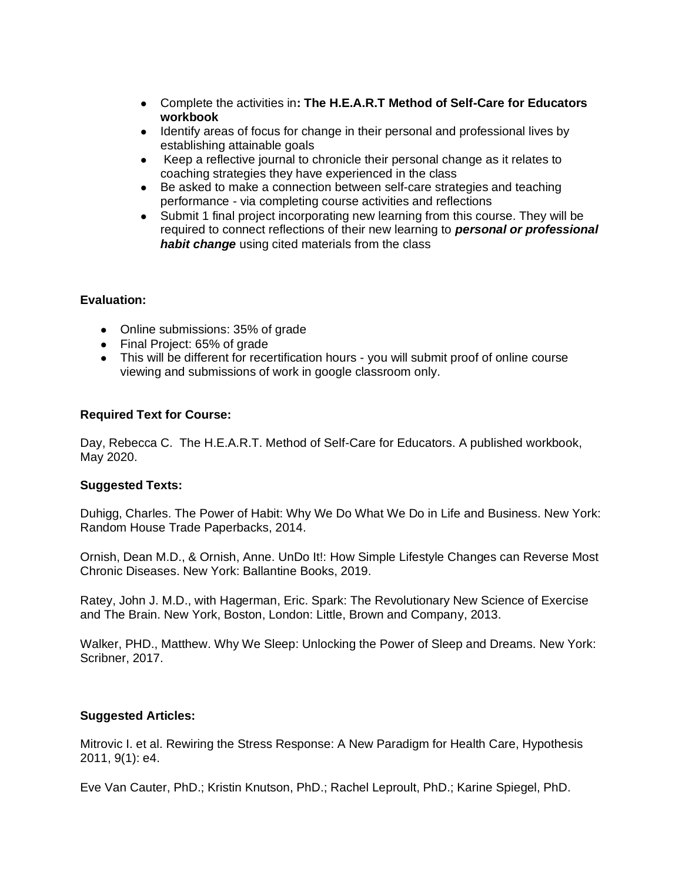- Complete the activities in**: The H.E.A.R.T Method of Self-Care for Educators workbook**
- Identify areas of focus for change in their personal and professional lives by establishing attainable goals
- Keep a reflective journal to chronicle their personal change as it relates to coaching strategies they have experienced in the class
- Be asked to make a connection between self-care strategies and teaching performance - via completing course activities and reflections
- Submit 1 final project incorporating new learning from this course. They will be required to connect reflections of their new learning to ***personal or professional habit change*** using cited materials from the class

**Evaluation:**

- Online submissions: 35% of grade
- Final Project: 65% of grade
- This will be different for recertification hours - you will submit proof of online course viewing and submissions of work in google classroom only.

**Required Text for Course:**

Day, Rebecca C. The H.E.A.R.T. Method of Self-Care for Educators. A published workbook, May 2020.

**Suggested Texts:**

Duhigg, Charles. The Power of Habit: Why We Do What We Do in Life and Business. New York: Random House Trade Paperbacks, 2014.

Ornish, Dean M.D., & Ornish, Anne. UnDo It!: How Simple Lifestyle Changes can Reverse Most Chronic Diseases. New York: Ballantine Books, 2019.

Ratey, John J. M.D., with Hagerman, Eric. Spark: The Revolutionary New Science of Exercise and The Brain. New York, Boston, London: Little, Brown and Company, 2013.

Walker, PHD., Matthew. Why We Sleep: Unlocking the Power of Sleep and Dreams. New York: Scribner, 2017.

**Suggested Articles:**

Mitrovic I. et al. Rewiring the Stress Response: A New Paradigm for Health Care, Hypothesis 2011, 9(1): e4.

Eve Van Cauter, PhD.; Kristin Knutson, PhD.; Rachel Leproult, PhD.; Karine Spiegel, PhD.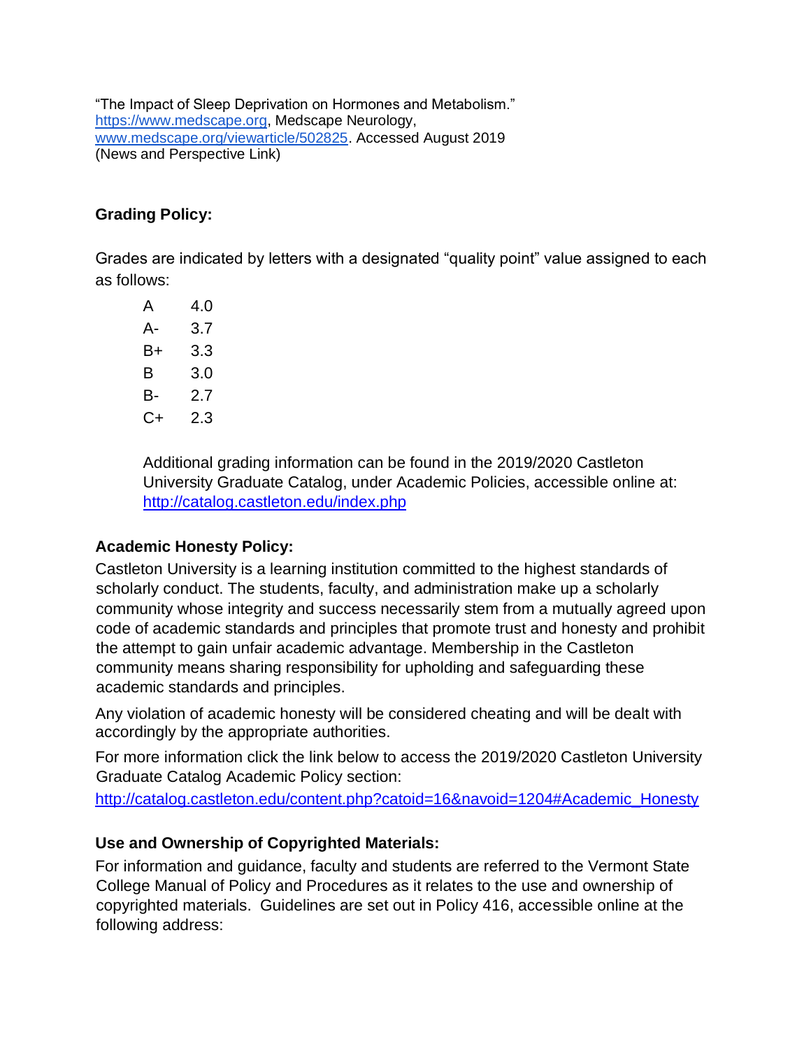"The Impact of Sleep Deprivation on Hormones and Metabolism."
https://www.medscape.org, Medscape Neurology,
www.medscape.org/viewarticle/502825. Accessed August 2019
(News and Perspective Link)

**Grading Policy:**

Grades are indicated by letters with a designated "quality point" value assigned to each as follows:

| | |
|---|---|
| A | 4.0 |
| A- | 3.7 |
| B+ | 3.3 |
| B | 3.0 |
| B- | 2.7 |
| C+ | 2.3 |

Additional grading information can be found in the 2019/2020 Castleton University Graduate Catalog, under Academic Policies, accessible online at: http://catalog.castleton.edu/index.php

**Academic Honesty Policy:**

Castleton University is a learning institution committed to the highest standards of scholarly conduct. The students, faculty, and administration make up a scholarly community whose integrity and success necessarily stem from a mutually agreed upon code of academic standards and principles that promote trust and honesty and prohibit the attempt to gain unfair academic advantage. Membership in the Castleton community means sharing responsibility for upholding and safeguarding these academic standards and principles.

Any violation of academic honesty will be considered cheating and will be dealt with accordingly by the appropriate authorities.

For more information click the link below to access the 2019/2020 Castleton University Graduate Catalog Academic Policy section:
http://catalog.castleton.edu/content.php?catoid=16&navoid=1204#Academic_Honesty

**Use and Ownership of Copyrighted Materials:**

For information and guidance, faculty and students are referred to the Vermont State College Manual of Policy and Procedures as it relates to the use and ownership of copyrighted materials. Guidelines are set out in Policy 416, accessible online at the following address: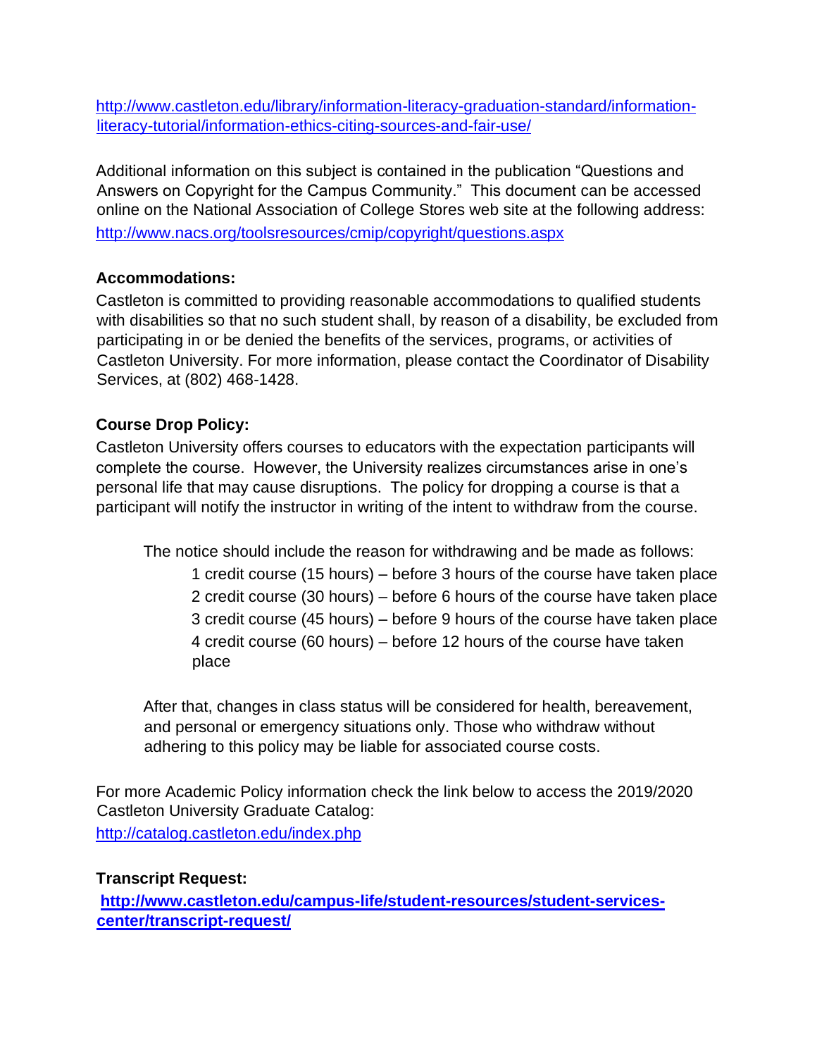http://www.castleton.edu/library/information-literacy-graduation-standard/information-literacy-tutorial/information-ethics-citing-sources-and-fair-use/

Additional information on this subject is contained in the publication "Questions and Answers on Copyright for the Campus Community." This document can be accessed online on the National Association of College Stores web site at the following address: http://www.nacs.org/toolsresources/cmip/copyright/questions.aspx

**Accommodations:**

Castleton is committed to providing reasonable accommodations to qualified students with disabilities so that no such student shall, by reason of a disability, be excluded from participating in or be denied the benefits of the services, programs, or activities of Castleton University. For more information, please contact the Coordinator of Disability Services, at (802) 468-1428.

**Course Drop Policy:**

Castleton University offers courses to educators with the expectation participants will complete the course. However, the University realizes circumstances arise in one's personal life that may cause disruptions. The policy for dropping a course is that a participant will notify the instructor in writing of the intent to withdraw from the course.

The notice should include the reason for withdrawing and be made as follows:

- 1 credit course (15 hours) – before 3 hours of the course have taken place
- 2 credit course (30 hours) – before 6 hours of the course have taken place
- 3 credit course (45 hours) – before 9 hours of the course have taken place
- 4 credit course (60 hours) – before 12 hours of the course have taken place

After that, changes in class status will be considered for health, bereavement, and personal or emergency situations only. Those who withdraw without adhering to this policy may be liable for associated course costs.

For more Academic Policy information check the link below to access the 2019/2020 Castleton University Graduate Catalog:
http://catalog.castleton.edu/index.php

**Transcript Request:**

**http://www.castleton.edu/campus-life/student-resources/student-services-center/transcript-request/**